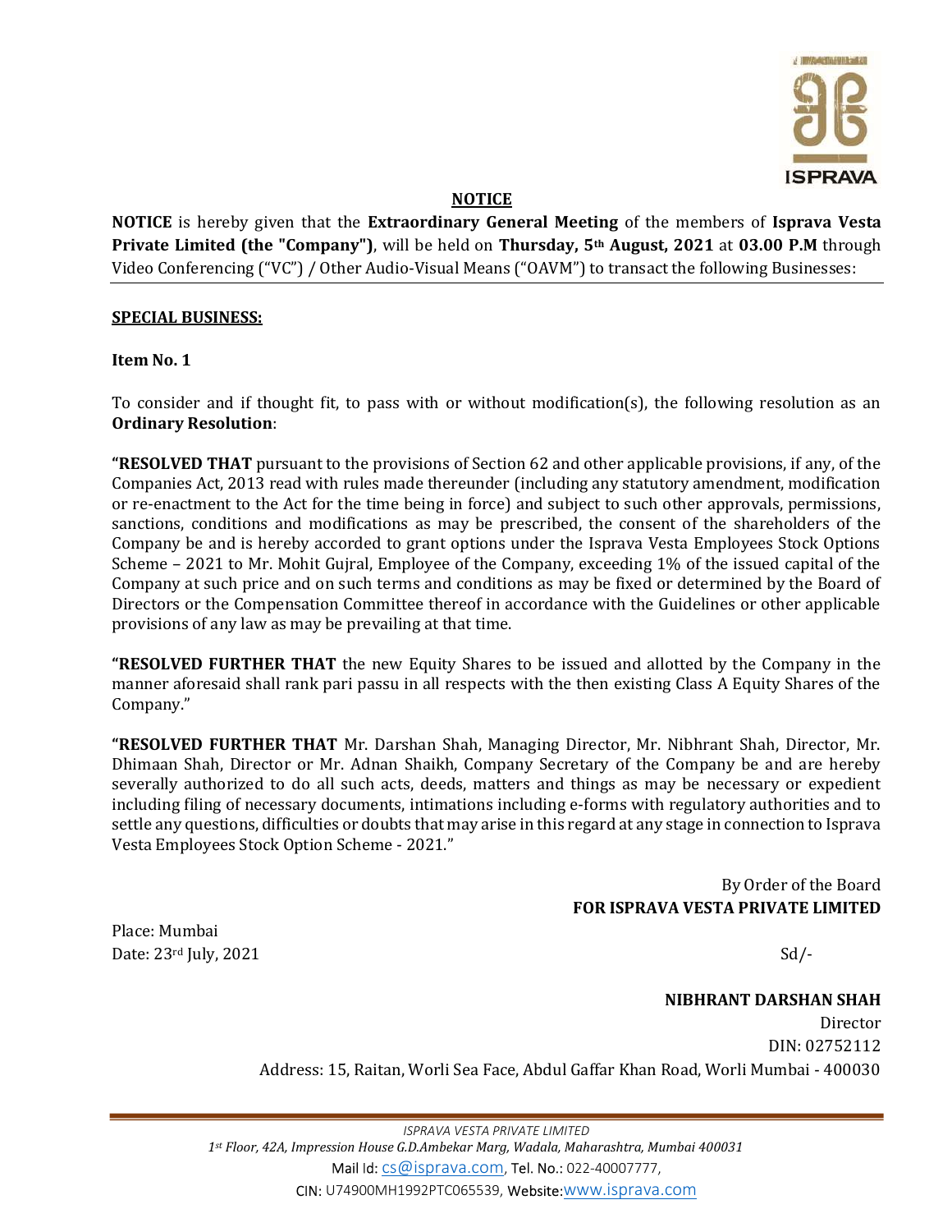## NOTICE

**NOTICE** is hereby given that the **Extraordinary General Meeting** of the members of **Isprava Vesta Private Limited (the "Company")**, will be held on **Thursday, 5th August, 2021** at **03.00 P.M** through Video Conferencing ("VC") / Other Audio-Visual Means ("OAVM") to transact the following Businesses:

**SPECIAL BUSINESS:**

**Item No. 1**

To consider and if thought fit, to pass with or without modification(s), the following resolution as an **Ordinary Resolution**:

**"RESOLVED THAT** pursuant to the provisions of Section 62 and other applicable provisions, if any, of the Companies Act, 2013 read with rules made thereunder (including any statutory amendment, modification or re-enactment to the Act for the time being in force) and subject to such other approvals, permissions, sanctions, conditions and modifications as may be prescribed, the consent of the shareholders of the Company be and is hereby accorded to grant options under the Isprava Vesta Employees Stock Options Scheme – 2021 to Mr. Mohit Gujral, Employee of the Company, exceeding 1% of the issued capital of the Company at such price and on such terms and conditions as may be fixed or determined by the Board of Directors or the Compensation Committee thereof in accordance with the Guidelines or other applicable provisions of any law as may be prevailing at that time.

**"RESOLVED FURTHER THAT** the new Equity Shares to be issued and allotted by the Company in the manner aforesaid shall rank pari passu in all respects with the then existing Class A Equity Shares of the Company."

**"RESOLVED FURTHER THAT** Mr. Darshan Shah, Managing Director, Mr. Nibhrant Shah, Director, Mr. Dhimaan Shah, Director or Mr. Adnan Shaikh, Company Secretary of the Company be and are hereby severally authorized to do all such acts, deeds, matters and things as may be necessary or expedient including filing of necessary documents, intimations including e-forms with regulatory authorities and to settle any questions, difficulties or doubts that may arise in this regard at any stage in connection to Isprava Vesta Employees Stock Option Scheme - 2021."

By Order of the Board
**FOR ISPRAVA VESTA PRIVATE LIMITED**

Place: Mumbai
Date: 23rd July, 2021

Sd/-

**NIBHRANT DARSHAN SHAH**
Director
DIN: 02752112
Address: 15, Raitan, Worli Sea Face, Abdul Gaffar Khan Road, Worli Mumbai - 400030

*ISPRAVA VESTA PRIVATE LIMITED*
*1st Floor, 42A, Impression House G.D.Ambekar Marg, Wadala, Maharashtra, Mumbai 400031*
Mail Id: cs@isprava.com, Tel. No.: 022-40007777,
CIN: U74900MH1992PTC065539, Website: www.isprava.com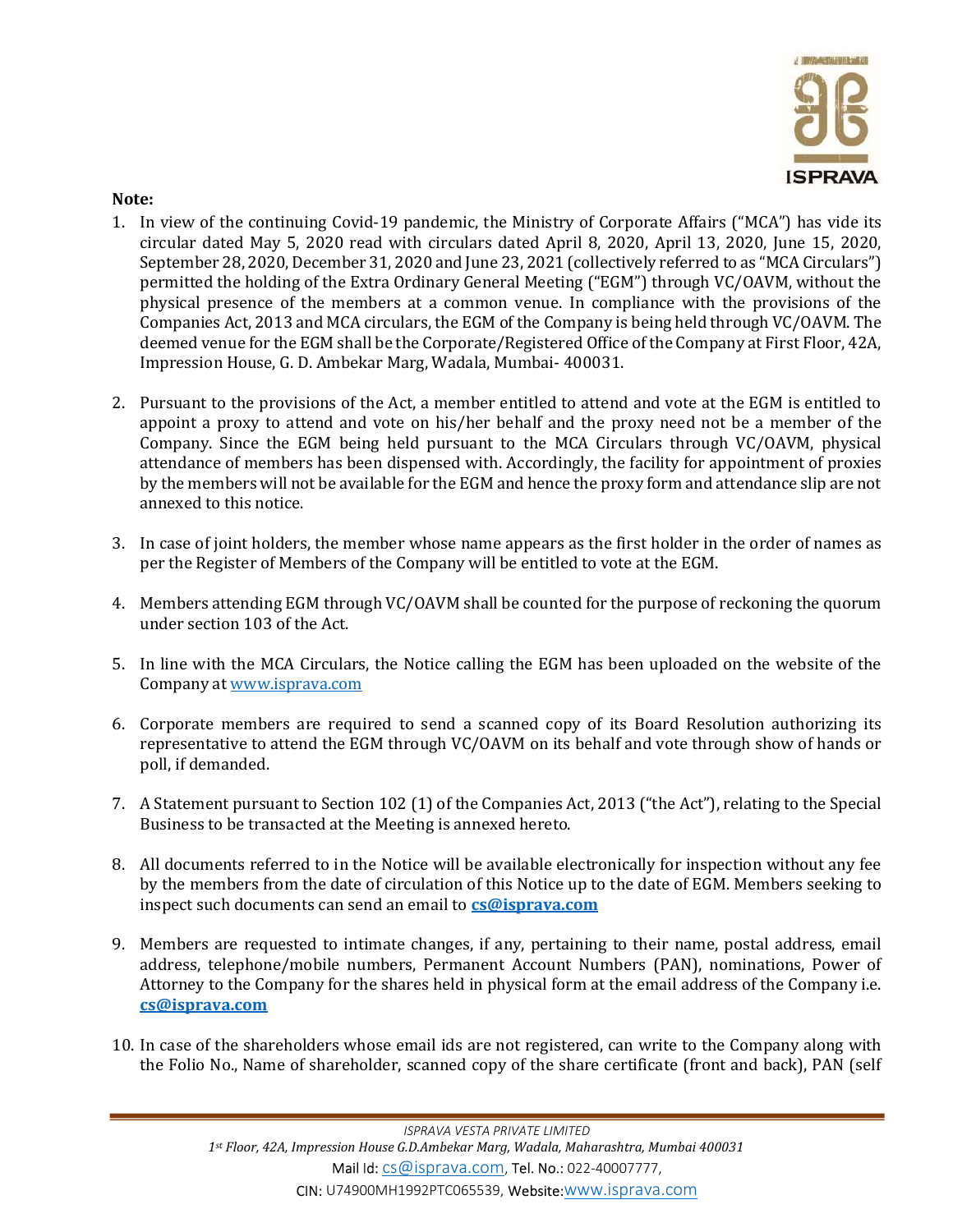**Note:**

1. In view of the continuing Covid-19 pandemic, the Ministry of Corporate Affairs ("MCA") has vide its circular dated May 5, 2020 read with circulars dated April 8, 2020, April 13, 2020, June 15, 2020, September 28, 2020, December 31, 2020 and June 23, 2021 (collectively referred to as "MCA Circulars") permitted the holding of the Extra Ordinary General Meeting ("EGM") through VC/OAVM, without the physical presence of the members at a common venue. In compliance with the provisions of the Companies Act, 2013 and MCA circulars, the EGM of the Company is being held through VC/OAVM. The deemed venue for the EGM shall be the Corporate/Registered Office of the Company at First Floor, 42A, Impression House, G. D. Ambekar Marg, Wadala, Mumbai- 400031.

2. Pursuant to the provisions of the Act, a member entitled to attend and vote at the EGM is entitled to appoint a proxy to attend and vote on his/her behalf and the proxy need not be a member of the Company. Since the EGM being held pursuant to the MCA Circulars through VC/OAVM, physical attendance of members has been dispensed with. Accordingly, the facility for appointment of proxies by the members will not be available for the EGM and hence the proxy form and attendance slip are not annexed to this notice.

3. In case of joint holders, the member whose name appears as the first holder in the order of names as per the Register of Members of the Company will be entitled to vote at the EGM.

4. Members attending EGM through VC/OAVM shall be counted for the purpose of reckoning the quorum under section 103 of the Act.

5. In line with the MCA Circulars, the Notice calling the EGM has been uploaded on the website of the Company at www.isprava.com

6. Corporate members are required to send a scanned copy of its Board Resolution authorizing its representative to attend the EGM through VC/OAVM on its behalf and vote through show of hands or poll, if demanded.

7. A Statement pursuant to Section 102 (1) of the Companies Act, 2013 ("the Act"), relating to the Special Business to be transacted at the Meeting is annexed hereto.

8. All documents referred to in the Notice will be available electronically for inspection without any fee by the members from the date of circulation of this Notice up to the date of EGM. Members seeking to inspect such documents can send an email to **cs@isprava.com**

9. Members are requested to intimate changes, if any, pertaining to their name, postal address, email address, telephone/mobile numbers, Permanent Account Numbers (PAN), nominations, Power of Attorney to the Company for the shares held in physical form at the email address of the Company i.e. **cs@isprava.com**

10. In case of the shareholders whose email ids are not registered, can write to the Company along with the Folio No., Name of shareholder, scanned copy of the share certificate (front and back), PAN (self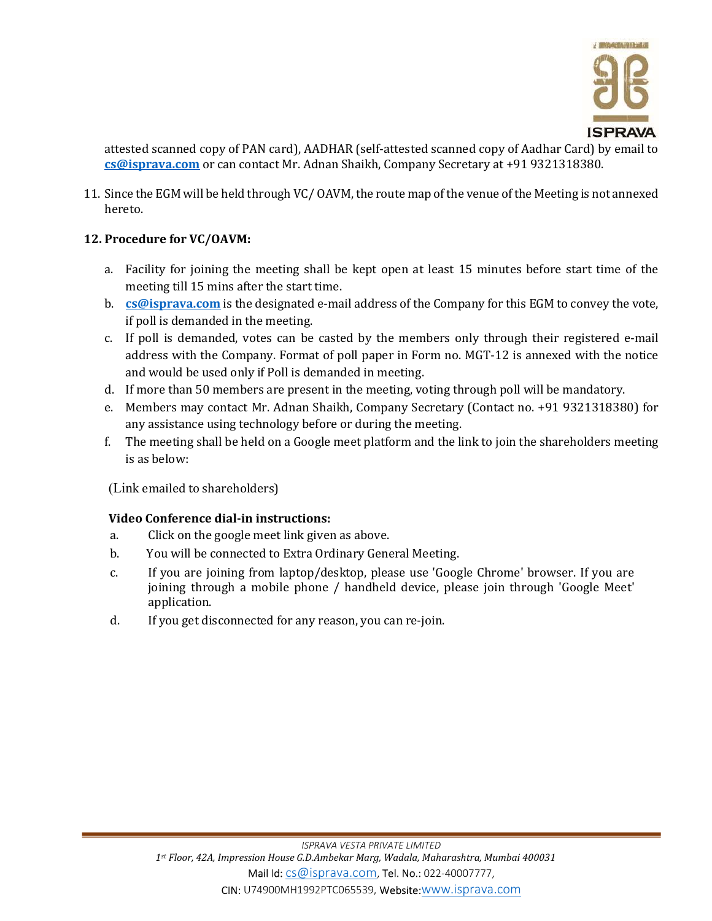attested scanned copy of PAN card), AADHAR (self-attested scanned copy of Aadhar Card) by email to **cs@isprava.com** or can contact Mr. Adnan Shaikh, Company Secretary at +91 9321318380.

11. Since the EGM will be held through VC/ OAVM, the route map of the venue of the Meeting is not annexed hereto.

12. **Procedure for VC/OAVM:**

    a. Facility for joining the meeting shall be kept open at least 15 minutes before start time of the meeting till 15 mins after the start time.
    b. **cs@isprava.com** is the designated e-mail address of the Company for this EGM to convey the vote, if poll is demanded in the meeting.
    c. If poll is demanded, votes can be casted by the members only through their registered e-mail address with the Company. Format of poll paper in Form no. MGT-12 is annexed with the notice and would be used only if Poll is demanded in meeting.
    d. If more than 50 members are present in the meeting, voting through poll will be mandatory.
    e. Members may contact Mr. Adnan Shaikh, Company Secretary (Contact no. +91 9321318380) for any assistance using technology before or during the meeting.
    f. The meeting shall be held on a Google meet platform and the link to join the shareholders meeting is as below:

    (Link emailed to shareholders)

    **Video Conference dial-in instructions:**

    a. Click on the google meet link given as above.
    b. You will be connected to Extra Ordinary General Meeting.
    c. If you are joining from laptop/desktop, please use 'Google Chrome' browser. If you are joining through a mobile phone / handheld device, please join through 'Google Meet' application.
    d. If you get disconnected for any reason, you can re-join.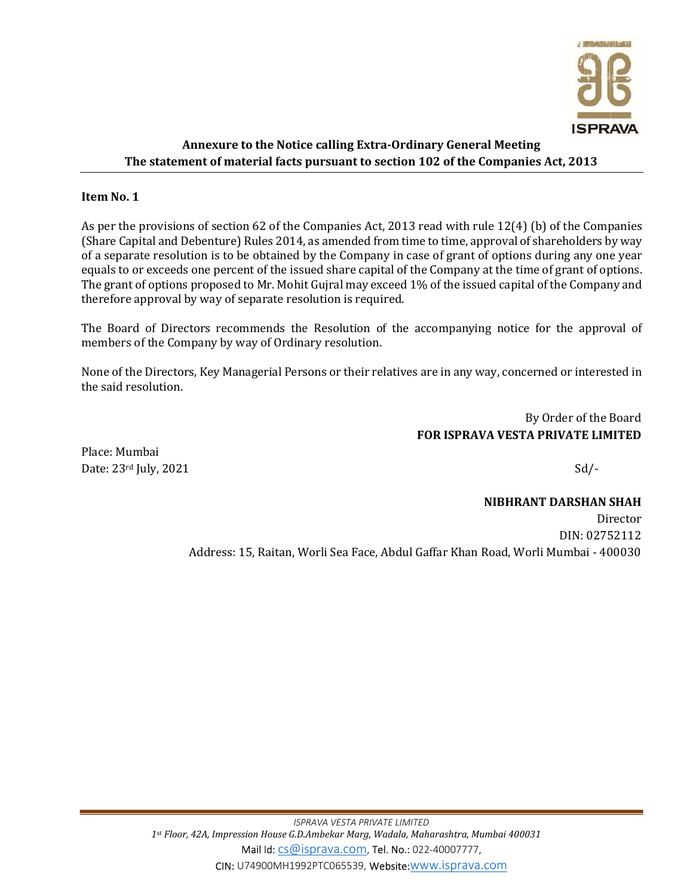**Annexure to the Notice calling Extra-Ordinary General Meeting**
**The statement of material facts pursuant to section 102 of the Companies Act, 2013**

**Item No. 1**

As per the provisions of section 62 of the Companies Act, 2013 read with rule 12(4) (b) of the Companies (Share Capital and Debenture) Rules 2014, as amended from time to time, approval of shareholders by way of a separate resolution is to be obtained by the Company in case of grant of options during any one year equals to or exceeds one percent of the issued share capital of the Company at the time of grant of options. The grant of options proposed to Mr. Mohit Gujral may exceed 1% of the issued capital of the Company and therefore approval by way of separate resolution is required.

The Board of Directors recommends the Resolution of the accompanying notice for the approval of members of the Company by way of Ordinary resolution.

None of the Directors, Key Managerial Persons or their relatives are in any way, concerned or interested in the said resolution.

By Order of the Board
**FOR ISPRAVA VESTA PRIVATE LIMITED**

Place: Mumbai
Date: 23rd July, 2021

Sd/-

**NIBHRANT DARSHAN SHAH**
Director
DIN: 02752112
Address: 15, Raitan, Worli Sea Face, Abdul Gaffar Khan Road, Worli Mumbai - 400030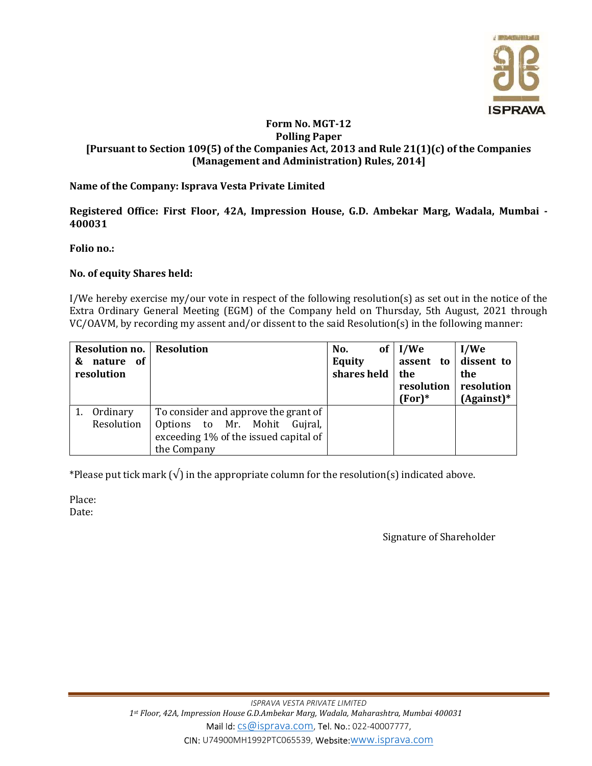**Form No. MGT-12**
**Polling Paper**
**[Pursuant to Section 109(5) of the Companies Act, 2013 and Rule 21(1)(c) of the Companies (Management and Administration) Rules, 2014]**

**Name of the Company: Isprava Vesta Private Limited**

**Registered Office: First Floor, 42A, Impression House, G.D. Ambekar Marg, Wadala, Mumbai - 400031**

**Folio no.:**

**No. of equity Shares held:**

I/We hereby exercise my/our vote in respect of the following resolution(s) as set out in the notice of the Extra Ordinary General Meeting (EGM) of the Company held on Thursday, 5th August, 2021 through VC/OAVM, by recording my assent and/or dissent to the said Resolution(s) in the following manner:

| Resolution no. & nature of resolution | Resolution | No. of Equity shares held | I/We assent to the resolution (For)* | I/We dissent to the resolution (Against)* |
|---|---|---|---|---|
| 1. Ordinary Resolution | To consider and approve the grant of Options to Mr. Mohit Gujral, exceeding 1% of the issued capital of the Company | | | |

*Please put tick mark (√) in the appropriate column for the resolution(s) indicated above.

Place:
Date:

Signature of Shareholder

*ISPRAVA VESTA PRIVATE LIMITED*
*1st Floor, 42A, Impression House G.D.Ambekar Marg, Wadala, Maharashtra, Mumbai 400031*
Mail Id: cs@isprava.com, Tel. No.: 022-40007777,
CIN: U74900MH1992PTC065539, Website: www.isprava.com